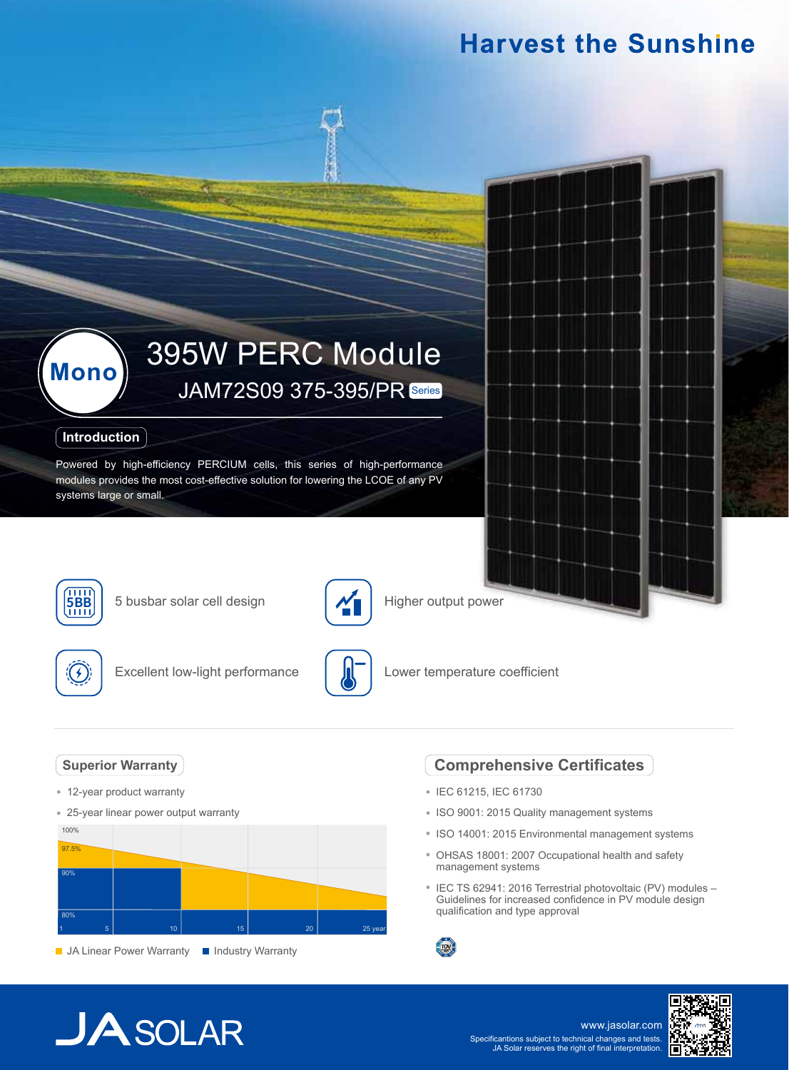# Harvest the Sunshine

Mono

# 395W PERC Module

## JAM72S09 375-395/PR Series

### Introduction

Powered by high-efficiency PERCIUM cells, this series of high-performance modules provides the most cost-effective solution for lowering the LCOE of any PV systems large or small.

- 5 busbar solar cell design
- Higher output power
- Excellent low-light performance
- Lower temperature coefficient

### Superior Warranty

- 12-year product warranty
- 25-year linear power output warranty

100%
97.5%
90%
80%
1 5 10 15 20 25 year

JA Linear Power Warranty  Industry Warranty

### Comprehensive Certificates

- IEC 61215, IEC 61730
- ISO 9001: 2015 Quality management systems
- ISO 14001: 2015 Environmental management systems
- OHSAS 18001: 2007 Occupational health and safety management systems
- IEC TS 62941: 2016 Terrestrial photovoltaic (PV) modules – Guidelines for increased confidence in PV module design qualification and type approval

JA SOLAR

www.jasolar.com

Specificantions subject to technical changes and tests.
JA Solar reserves the right of final interpretation.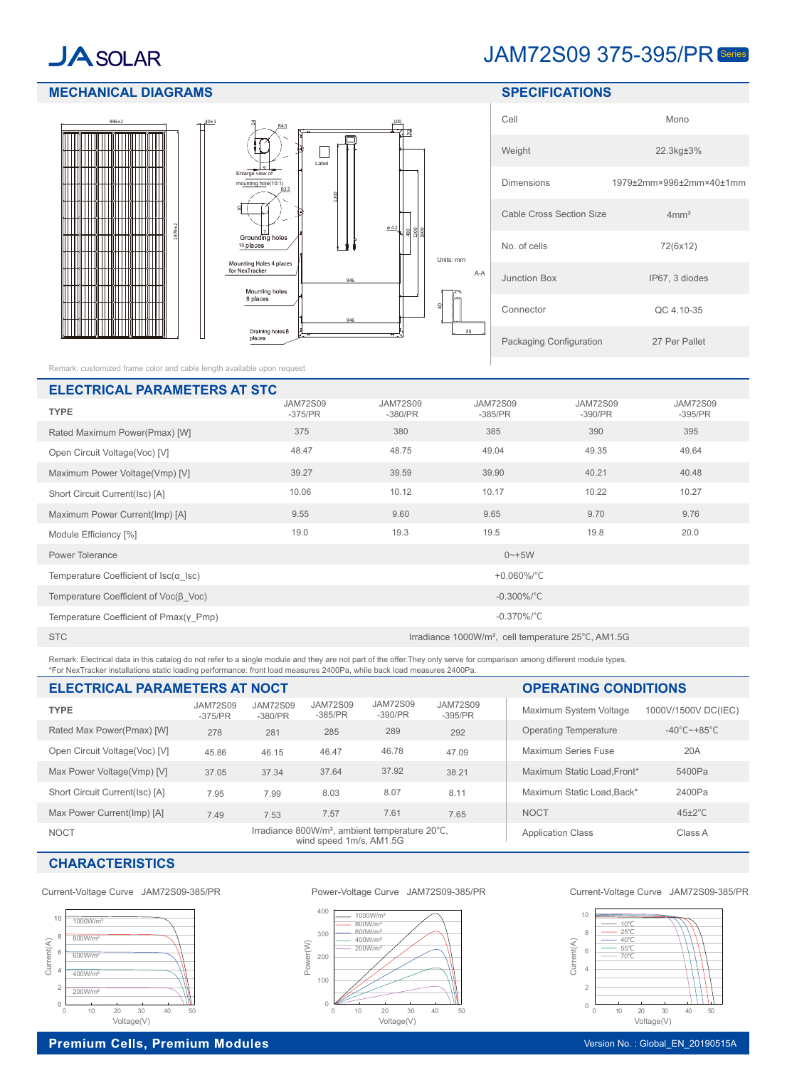# JA SOLAR

# JAM72S09 375-395/PR Series

## MECHANICAL DIAGRAMS

996±2

40±1

1979±2

R4.5

14

9

Enlarge view of mounting hole(10:1)

R3.5

10

7

Grounding holes 10 places

Mounting Holes 4 places for NexTracker

Mounting holes 8 places

Draining holes 8 places

Label

100

1200

ø 4.2

400

1200

1600

946

946

Units: mm

A-A

40

35

## SPECIFICATIONS

| | |
|---|---|
| Cell | Mono |
| Weight | 22.3kg±3% |
| Dimensions | 1979±2mm×996±2mm×40±1mm |
| Cable Cross Section Size | 4mm² |
| No. of cells | 72(6x12) |
| Junction Box | IP67, 3 diodes |
| Connector | QC 4.10-35 |
| Packaging Configuration | 27 Per Pallet |

Remark: customized frame color and cable length available upon request

## ELECTRICAL PARAMETERS AT STC

| TYPE | JAM72S09 -375/PR | JAM72S09 -380/PR | JAM72S09 -385/PR | JAM72S09 -390/PR | JAM72S09 -395/PR |
|---|---|---|---|---|---|
| Rated Maximum Power(Pmax) [W] | 375 | 380 | 385 | 390 | 395 |
| Open Circuit Voltage(Voc) [V] | 48.47 | 48.75 | 49.04 | 49.35 | 49.64 |
| Maximum Power Voltage(Vmp) [V] | 39.27 | 39.59 | 39.90 | 40.21 | 40.48 |
| Short Circuit Current(Isc) [A] | 10.06 | 10.12 | 10.17 | 10.22 | 10.27 |
| Maximum Power Current(Imp) [A] | 9.55 | 9.60 | 9.65 | 9.70 | 9.76 |
| Module Efficiency [%] | 19.0 | 19.3 | 19.5 | 19.8 | 20.0 |
| Power Tolerance | 0~+5W | | | | |
| Temperature Coefficient of Isc(α_Isc) | +0.060%/°C | | | | |
| Temperature Coefficient of Voc(β_Voc) | -0.300%/°C | | | | |
| Temperature Coefficient of Pmax(γ_Pmp) | -0.370%/°C | | | | |
| STC | Irradiance 1000W/m², cell temperature 25°C, AM1.5G | | | | |

Remark: Electrical data in this catalog do not refer to a single module and they are not part of the offer.They only serve for comparison among different module types.
*For NexTracker installations static loading performance: front load measures 2400Pa, while back load measures 2400Pa.

## ELECTRICAL PARAMETERS AT NOCT

| TYPE | JAM72S09 -375/PR | JAM72S09 -380/PR | JAM72S09 -385/PR | JAM72S09 -390/PR | JAM72S09 -395/PR |
|---|---|---|---|---|---|
| Rated Max Power(Pmax) [W] | 278 | 281 | 285 | 289 | 292 |
| Open Circuit Voltage(Voc) [V] | 45.86 | 46.15 | 46.47 | 46.78 | 47.09 |
| Max Power Voltage(Vmp) [V] | 37.05 | 37.34 | 37.64 | 37.92 | 38.21 |
| Short Circuit Current(Isc) [A] | 7.95 | 7.99 | 8.03 | 8.07 | 8.11 |
| Max Power Current(Imp) [A] | 7.49 | 7.53 | 7.57 | 7.61 | 7.65 |
| NOCT | Irradiance 800W/m², ambient temperature 20°C, wind speed 1m/s, AM1.5G | | | | |

## OPERATING CONDITIONS

| | |
|---|---|
| Maximum System Voltage | 1000V/1500V DC(IEC) |
| Operating Temperature | -40°C~+85°C |
| Maximum Series Fuse | 20A |
| Maximum Static Load,Front* | 5400Pa |
| Maximum Static Load,Back* | 2400Pa |
| NOCT | 45±2°C |
| Application Class | Class A |

## CHARACTERISTICS

Current-Voltage Curve JAM72S09-385/PR

Current(A)
0
2
4
6
8
10
Voltage(V)
0
10
20
30
40
50
1000W/m²
800W/m²
600W/m²
400W/m²
200W/m²

Power-Voltage Curve JAM72S09-385/PR

Power(W)
0
100
200
300
400
Voltage(V)
0
10
20
30
40
50
1000W/m²
800W/m²
600W/m²
400W/m²
200W/m²

Current-Voltage Curve JAM72S09-385/PR

Current(A)
0
2
4
6
8
10
Voltage(V)
0
10
20
30
40
50
10°C
25°C
40°C
55°C
70°C

**Premium Cells, Premium Modules**

Version No. : Global_EN_20190515A